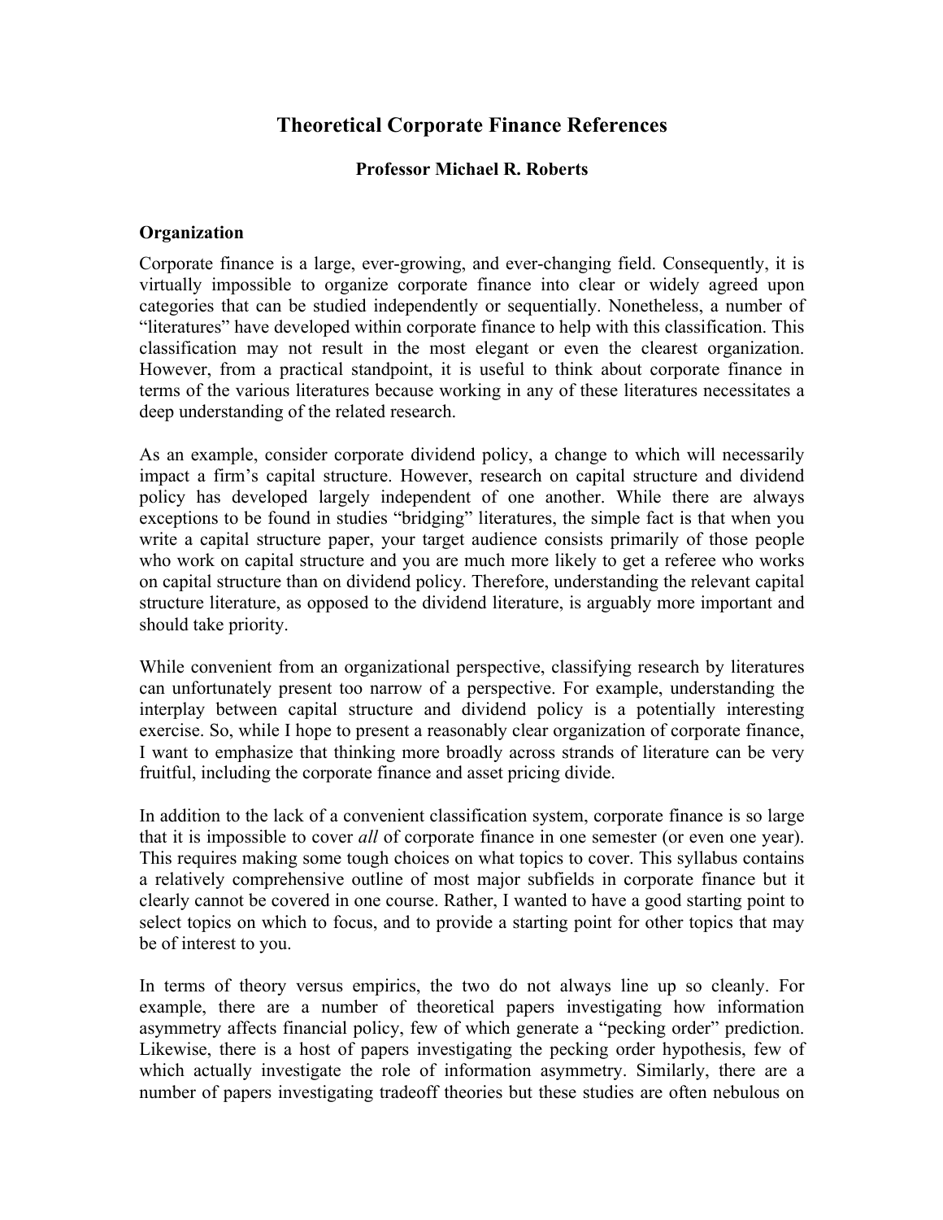# Theoretical Corporate Finance References

**Professor Michael R. Roberts**

## Organization

Corporate finance is a large, ever-growing, and ever-changing field. Consequently, it is virtually impossible to organize corporate finance into clear or widely agreed upon categories that can be studied independently or sequentially. Nonetheless, a number of "literatures" have developed within corporate finance to help with this classification. This classification may not result in the most elegant or even the clearest organization. However, from a practical standpoint, it is useful to think about corporate finance in terms of the various literatures because working in any of these literatures necessitates a deep understanding of the related research.

As an example, consider corporate dividend policy, a change to which will necessarily impact a firm's capital structure. However, research on capital structure and dividend policy has developed largely independent of one another. While there are always exceptions to be found in studies "bridging" literatures, the simple fact is that when you write a capital structure paper, your target audience consists primarily of those people who work on capital structure and you are much more likely to get a referee who works on capital structure than on dividend policy. Therefore, understanding the relevant capital structure literature, as opposed to the dividend literature, is arguably more important and should take priority.

While convenient from an organizational perspective, classifying research by literatures can unfortunately present too narrow of a perspective. For example, understanding the interplay between capital structure and dividend policy is a potentially interesting exercise. So, while I hope to present a reasonably clear organization of corporate finance, I want to emphasize that thinking more broadly across strands of literature can be very fruitful, including the corporate finance and asset pricing divide.

In addition to the lack of a convenient classification system, corporate finance is so large that it is impossible to cover *all* of corporate finance in one semester (or even one year). This requires making some tough choices on what topics to cover. This syllabus contains a relatively comprehensive outline of most major subfields in corporate finance but it clearly cannot be covered in one course. Rather, I wanted to have a good starting point to select topics on which to focus, and to provide a starting point for other topics that may be of interest to you.

In terms of theory versus empirics, the two do not always line up so cleanly. For example, there are a number of theoretical papers investigating how information asymmetry affects financial policy, few of which generate a "pecking order" prediction. Likewise, there is a host of papers investigating the pecking order hypothesis, few of which actually investigate the role of information asymmetry. Similarly, there are a number of papers investigating tradeoff theories but these studies are often nebulous on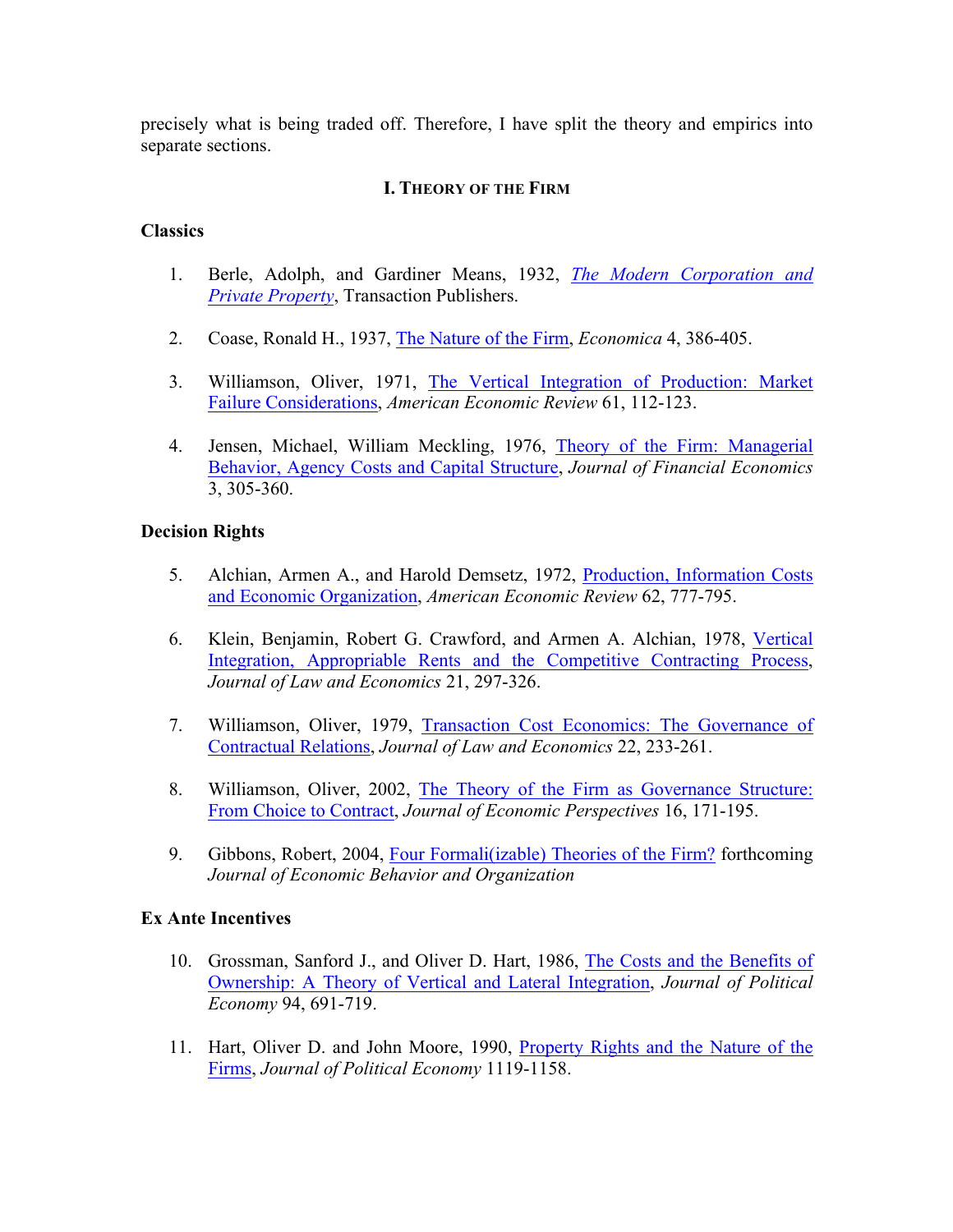precisely what is being traded off. Therefore, I have split the theory and empirics into separate sections.

## I. Theory of the Firm

### Classics

1. Berle, Adolph, and Gardiner Means, 1932, *The Modern Corporation and Private Property*, Transaction Publishers.

2. Coase, Ronald H., 1937, The Nature of the Firm, *Economica* 4, 386-405.

3. Williamson, Oliver, 1971, The Vertical Integration of Production: Market Failure Considerations, *American Economic Review* 61, 112-123.

4. Jensen, Michael, William Meckling, 1976, Theory of the Firm: Managerial Behavior, Agency Costs and Capital Structure, *Journal of Financial Economics* 3, 305-360.

### Decision Rights

5. Alchian, Armen A., and Harold Demsetz, 1972, Production, Information Costs and Economic Organization, *American Economic Review* 62, 777-795.

6. Klein, Benjamin, Robert G. Crawford, and Armen A. Alchian, 1978, Vertical Integration, Appropriable Rents and the Competitive Contracting Process, *Journal of Law and Economics* 21, 297-326.

7. Williamson, Oliver, 1979, Transaction Cost Economics: The Governance of Contractual Relations, *Journal of Law and Economics* 22, 233-261.

8. Williamson, Oliver, 2002, The Theory of the Firm as Governance Structure: From Choice to Contract, *Journal of Economic Perspectives* 16, 171-195.

9. Gibbons, Robert, 2004, Four Formali(izable) Theories of the Firm? forthcoming *Journal of Economic Behavior and Organization*

### Ex Ante Incentives

10. Grossman, Sanford J., and Oliver D. Hart, 1986, The Costs and the Benefits of Ownership: A Theory of Vertical and Lateral Integration, *Journal of Political Economy* 94, 691-719.

11. Hart, Oliver D. and John Moore, 1990, Property Rights and the Nature of the Firms, *Journal of Political Economy* 1119-1158.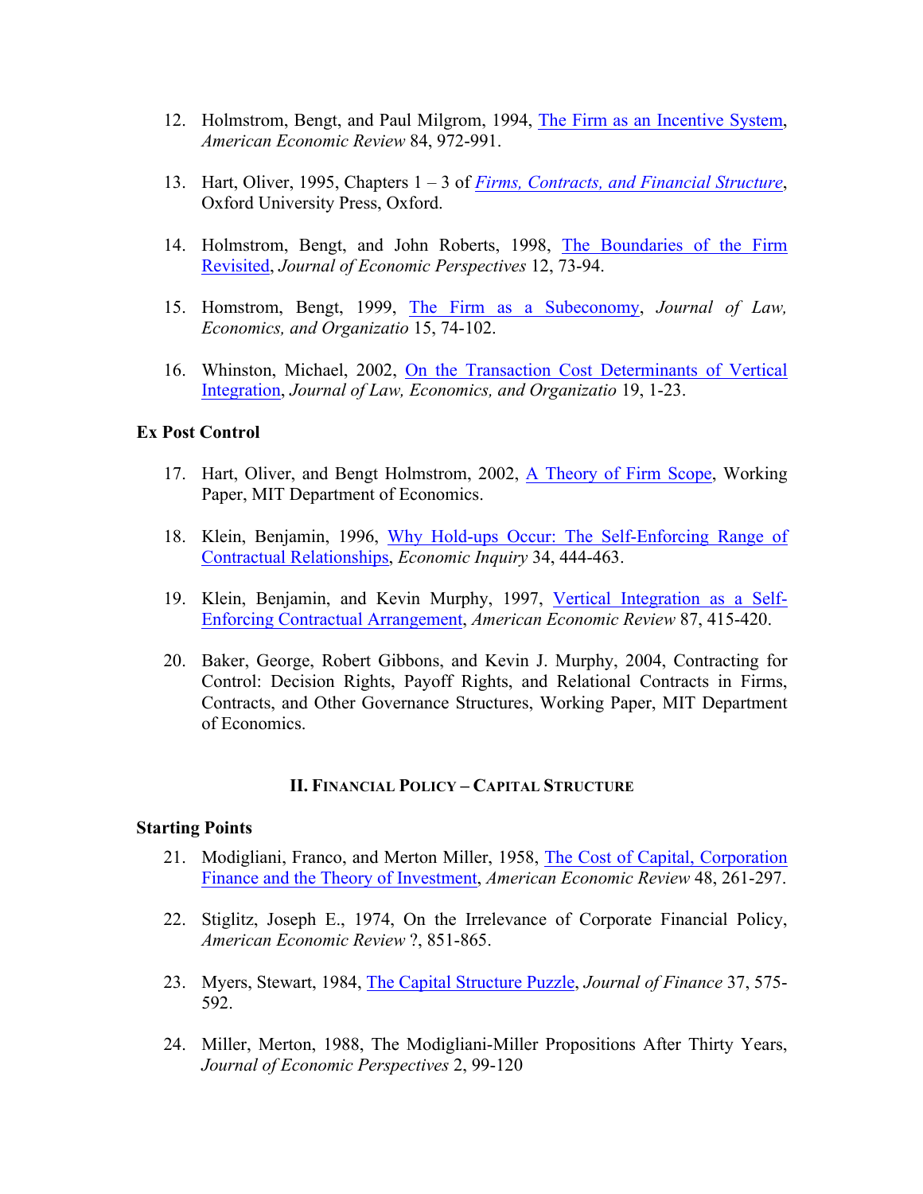12. Holmstrom, Bengt, and Paul Milgrom, 1994, The Firm as an Incentive System, *American Economic Review* 84, 972-991.

13. Hart, Oliver, 1995, Chapters 1 – 3 of *Firms, Contracts, and Financial Structure*, Oxford University Press, Oxford.

14. Holmstrom, Bengt, and John Roberts, 1998, The Boundaries of the Firm Revisited, *Journal of Economic Perspectives* 12, 73-94.

15. Homstrom, Bengt, 1999, The Firm as a Subeconomy, *Journal of Law, Economics, and Organizatio* 15, 74-102.

16. Whinston, Michael, 2002, On the Transaction Cost Determinants of Vertical Integration, *Journal of Law, Economics, and Organizatio* 19, 1-23.

**Ex Post Control**

17. Hart, Oliver, and Bengt Holmstrom, 2002, A Theory of Firm Scope, Working Paper, MIT Department of Economics.

18. Klein, Benjamin, 1996, Why Hold-ups Occur: The Self-Enforcing Range of Contractual Relationships, *Economic Inquiry* 34, 444-463.

19. Klein, Benjamin, and Kevin Murphy, 1997, Vertical Integration as a Self-Enforcing Contractual Arrangement, *American Economic Review* 87, 415-420.

20. Baker, George, Robert Gibbons, and Kevin J. Murphy, 2004, Contracting for Control: Decision Rights, Payoff Rights, and Relational Contracts in Firms, Contracts, and Other Governance Structures, Working Paper, MIT Department of Economics.

## II. Financial Policy – Capital Structure

**Starting Points**

21. Modigliani, Franco, and Merton Miller, 1958, The Cost of Capital, Corporation Finance and the Theory of Investment, *American Economic Review* 48, 261-297.

22. Stiglitz, Joseph E., 1974, On the Irrelevance of Corporate Financial Policy, *American Economic Review* ?, 851-865.

23. Myers, Stewart, 1984, The Capital Structure Puzzle, *Journal of Finance* 37, 575-592.

24. Miller, Merton, 1988, The Modigliani-Miller Propositions After Thirty Years, *Journal of Economic Perspectives* 2, 99-120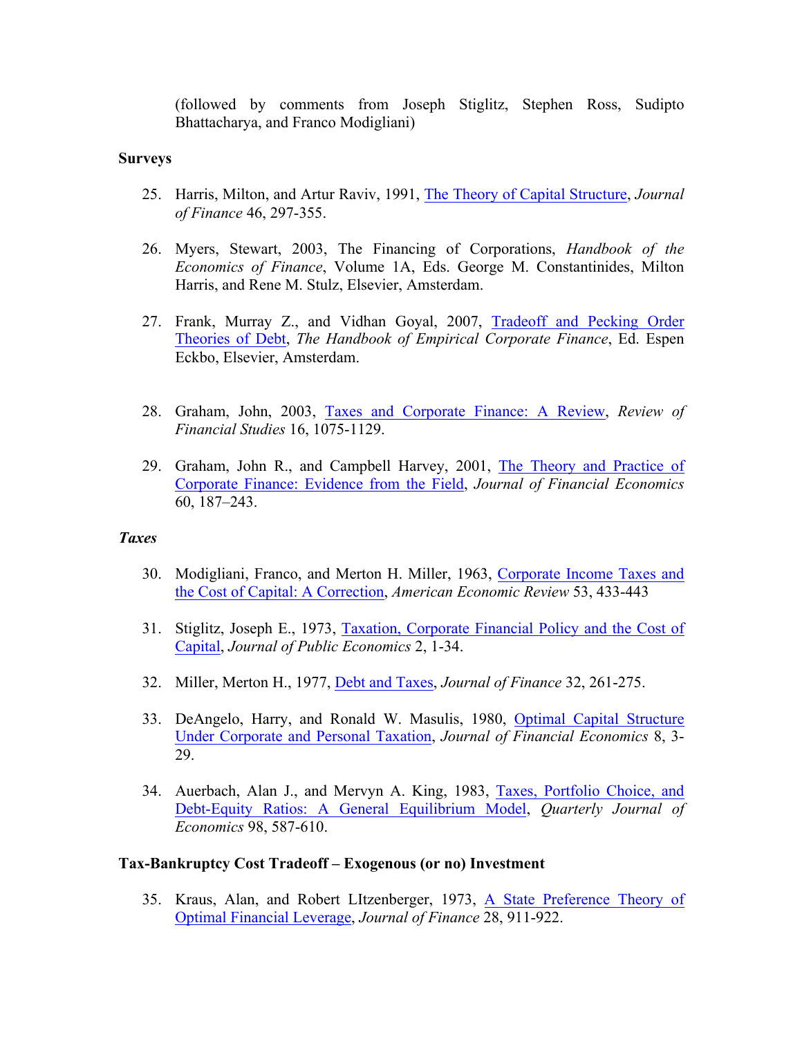(followed by comments from Joseph Stiglitz, Stephen Ross, Sudipto Bhattacharya, and Franco Modigliani)

**Surveys**

25. Harris, Milton, and Artur Raviv, 1991, The Theory of Capital Structure, *Journal of Finance* 46, 297-355.

26. Myers, Stewart, 2003, The Financing of Corporations, *Handbook of the Economics of Finance*, Volume 1A, Eds. George M. Constantinides, Milton Harris, and Rene M. Stulz, Elsevier, Amsterdam.

27. Frank, Murray Z., and Vidhan Goyal, 2007, Tradeoff and Pecking Order Theories of Debt, *The Handbook of Empirical Corporate Finance*, Ed. Espen Eckbo, Elsevier, Amsterdam.

28. Graham, John, 2003, Taxes and Corporate Finance: A Review, *Review of Financial Studies* 16, 1075-1129.

29. Graham, John R., and Campbell Harvey, 2001, The Theory and Practice of Corporate Finance: Evidence from the Field, *Journal of Financial Economics* 60, 187–243.

***Taxes***

30. Modigliani, Franco, and Merton H. Miller, 1963, Corporate Income Taxes and the Cost of Capital: A Correction, *American Economic Review* 53, 433-443

31. Stiglitz, Joseph E., 1973, Taxation, Corporate Financial Policy and the Cost of Capital, *Journal of Public Economics* 2, 1-34.

32. Miller, Merton H., 1977, Debt and Taxes, *Journal of Finance* 32, 261-275.

33. DeAngelo, Harry, and Ronald W. Masulis, 1980, Optimal Capital Structure Under Corporate and Personal Taxation, *Journal of Financial Economics* 8, 3-29.

34. Auerbach, Alan J., and Mervyn A. King, 1983, Taxes, Portfolio Choice, and Debt-Equity Ratios: A General Equilibrium Model, *Quarterly Journal of Economics* 98, 587-610.

**Tax-Bankruptcy Cost Tradeoff – Exogenous (or no) Investment**

35. Kraus, Alan, and Robert LItzenberger, 1973, A State Preference Theory of Optimal Financial Leverage, *Journal of Finance* 28, 911-922.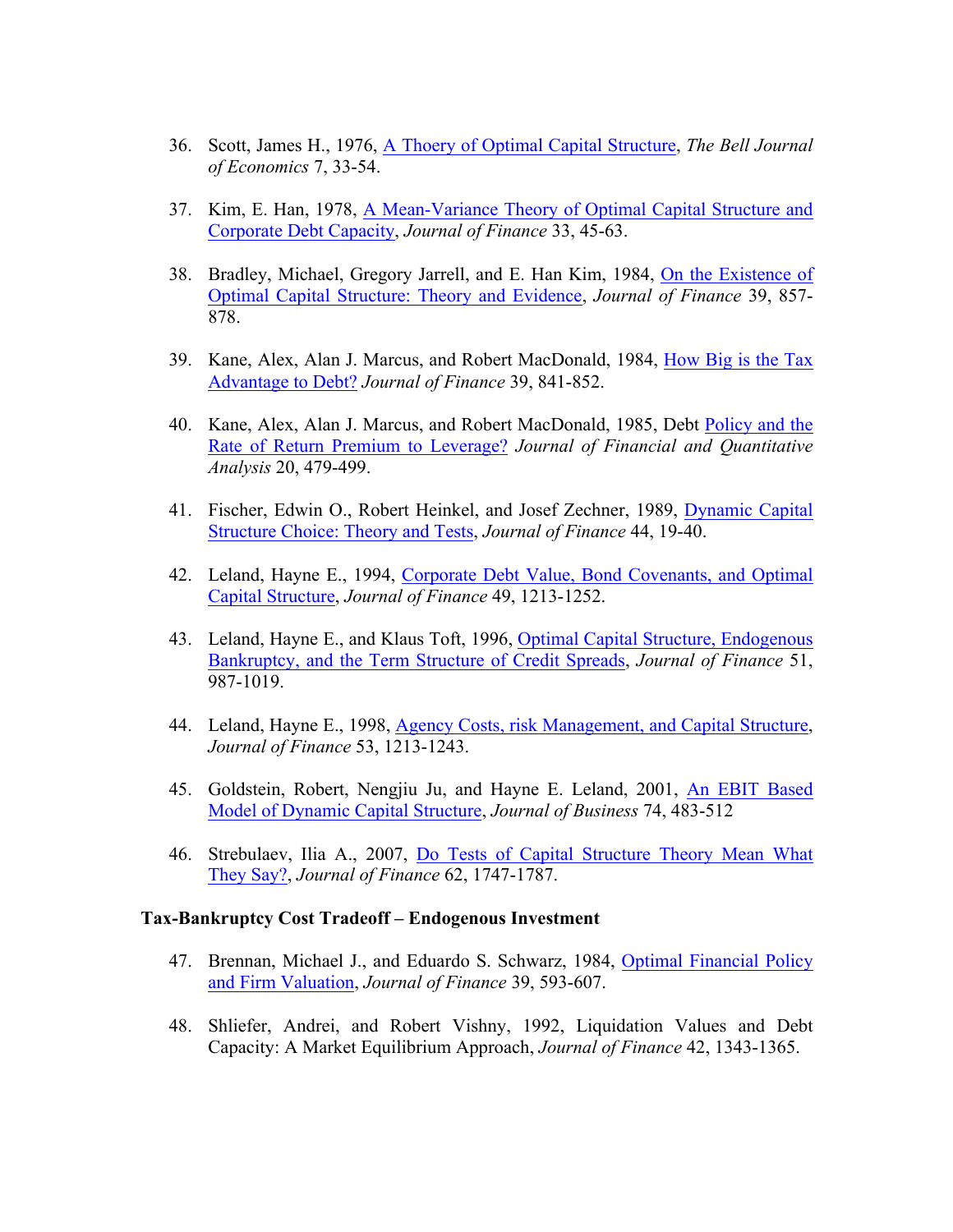36. Scott, James H., 1976, A Thoery of Optimal Capital Structure, *The Bell Journal of Economics* 7, 33-54.

37. Kim, E. Han, 1978, A Mean-Variance Theory of Optimal Capital Structure and Corporate Debt Capacity, *Journal of Finance* 33, 45-63.

38. Bradley, Michael, Gregory Jarrell, and E. Han Kim, 1984, On the Existence of Optimal Capital Structure: Theory and Evidence, *Journal of Finance* 39, 857-878.

39. Kane, Alex, Alan J. Marcus, and Robert MacDonald, 1984, How Big is the Tax Advantage to Debt? *Journal of Finance* 39, 841-852.

40. Kane, Alex, Alan J. Marcus, and Robert MacDonald, 1985, Debt Policy and the Rate of Return Premium to Leverage? *Journal of Financial and Quantitative Analysis* 20, 479-499.

41. Fischer, Edwin O., Robert Heinkel, and Josef Zechner, 1989, Dynamic Capital Structure Choice: Theory and Tests, *Journal of Finance* 44, 19-40.

42. Leland, Hayne E., 1994, Corporate Debt Value, Bond Covenants, and Optimal Capital Structure, *Journal of Finance* 49, 1213-1252.

43. Leland, Hayne E., and Klaus Toft, 1996, Optimal Capital Structure, Endogenous Bankruptcy, and the Term Structure of Credit Spreads, *Journal of Finance* 51, 987-1019.

44. Leland, Hayne E., 1998, Agency Costs, risk Management, and Capital Structure, *Journal of Finance* 53, 1213-1243.

45. Goldstein, Robert, Nengjiu Ju, and Hayne E. Leland, 2001, An EBIT Based Model of Dynamic Capital Structure, *Journal of Business* 74, 483-512

46. Strebulaev, Ilia A., 2007, Do Tests of Capital Structure Theory Mean What They Say?, *Journal of Finance* 62, 1747-1787.

**Tax-Bankruptcy Cost Tradeoff – Endogenous Investment**

47. Brennan, Michael J., and Eduardo S. Schwarz, 1984, Optimal Financial Policy and Firm Valuation, *Journal of Finance* 39, 593-607.

48. Shliefer, Andrei, and Robert Vishny, 1992, Liquidation Values and Debt Capacity: A Market Equilibrium Approach, *Journal of Finance* 42, 1343-1365.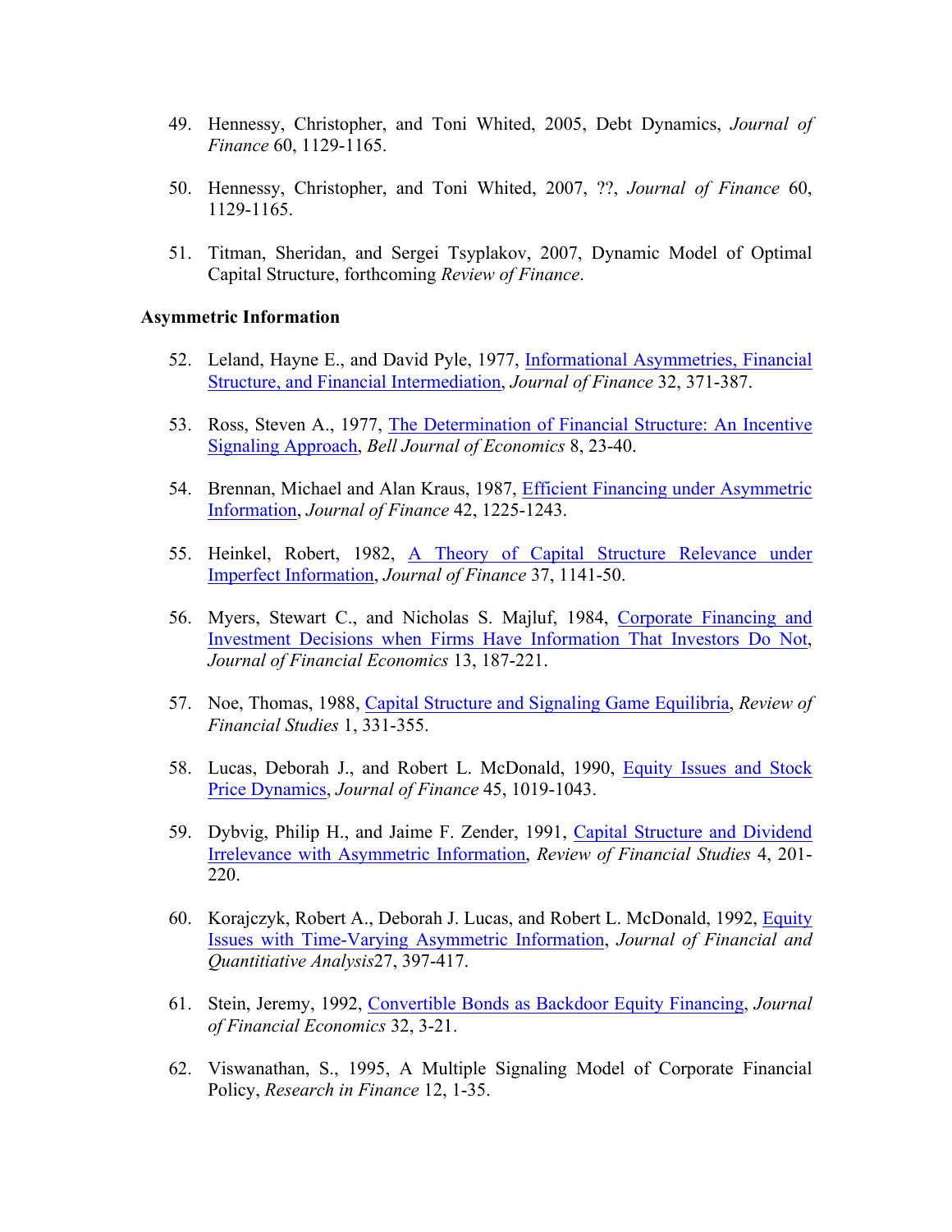49. Hennessy, Christopher, and Toni Whited, 2005, Debt Dynamics, *Journal of Finance* 60, 1129-1165.

50. Hennessy, Christopher, and Toni Whited, 2007, ??, *Journal of Finance* 60, 1129-1165.

51. Titman, Sheridan, and Sergei Tsyplakov, 2007, Dynamic Model of Optimal Capital Structure, forthcoming *Review of Finance*.

**Asymmetric Information**

52. Leland, Hayne E., and David Pyle, 1977, Informational Asymmetries, Financial Structure, and Financial Intermediation, *Journal of Finance* 32, 371-387.

53. Ross, Steven A., 1977, The Determination of Financial Structure: An Incentive Signaling Approach, *Bell Journal of Economics* 8, 23-40.

54. Brennan, Michael and Alan Kraus, 1987, Efficient Financing under Asymmetric Information, *Journal of Finance* 42, 1225-1243.

55. Heinkel, Robert, 1982, A Theory of Capital Structure Relevance under Imperfect Information, *Journal of Finance* 37, 1141-50.

56. Myers, Stewart C., and Nicholas S. Majluf, 1984, Corporate Financing and Investment Decisions when Firms Have Information That Investors Do Not, *Journal of Financial Economics* 13, 187-221.

57. Noe, Thomas, 1988, Capital Structure and Signaling Game Equilibria, *Review of Financial Studies* 1, 331-355.

58. Lucas, Deborah J., and Robert L. McDonald, 1990, Equity Issues and Stock Price Dynamics, *Journal of Finance* 45, 1019-1043.

59. Dybvig, Philip H., and Jaime F. Zender, 1991, Capital Structure and Dividend Irrelevance with Asymmetric Information, *Review of Financial Studies* 4, 201-220.

60. Korajczyk, Robert A., Deborah J. Lucas, and Robert L. McDonald, 1992, Equity Issues with Time-Varying Asymmetric Information, *Journal of Financial and Quantitiative Analysis*27, 397-417.

61. Stein, Jeremy, 1992, Convertible Bonds as Backdoor Equity Financing, *Journal of Financial Economics* 32, 3-21.

62. Viswanathan, S., 1995, A Multiple Signaling Model of Corporate Financial Policy, *Research in Finance* 12, 1-35.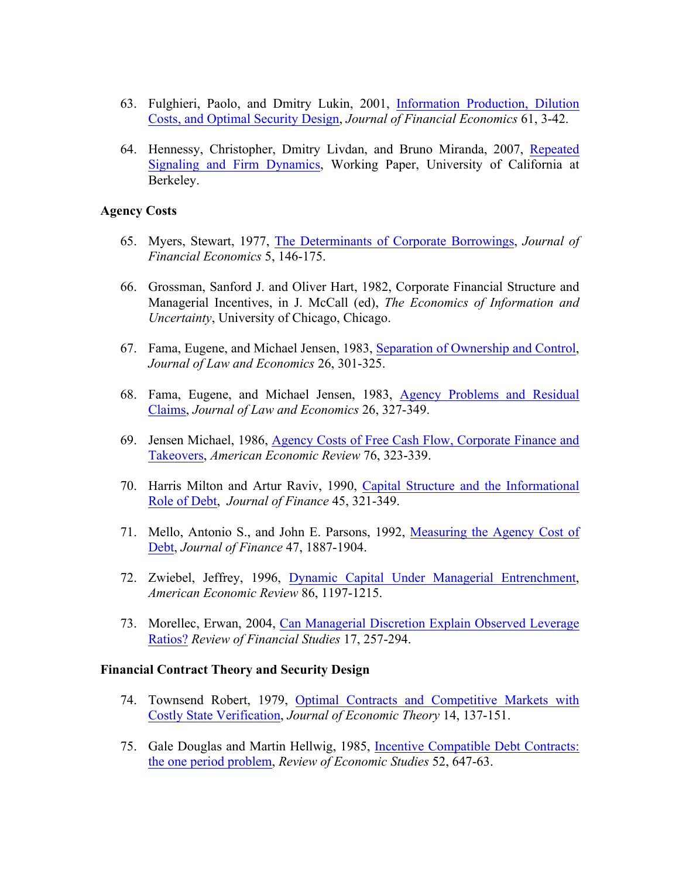63. Fulghieri, Paolo, and Dmitry Lukin, 2001, Information Production, Dilution Costs, and Optimal Security Design, *Journal of Financial Economics* 61, 3-42.

64. Hennessy, Christopher, Dmitry Livdan, and Bruno Miranda, 2007, Repeated Signaling and Firm Dynamics, Working Paper, University of California at Berkeley.

**Agency Costs**

65. Myers, Stewart, 1977, The Determinants of Corporate Borrowings, *Journal of Financial Economics* 5, 146-175.

66. Grossman, Sanford J. and Oliver Hart, 1982, Corporate Financial Structure and Managerial Incentives, in J. McCall (ed), *The Economics of Information and Uncertainty*, University of Chicago, Chicago.

67. Fama, Eugene, and Michael Jensen, 1983, Separation of Ownership and Control, *Journal of Law and Economics* 26, 301-325.

68. Fama, Eugene, and Michael Jensen, 1983, Agency Problems and Residual Claims, *Journal of Law and Economics* 26, 327-349.

69. Jensen Michael, 1986, Agency Costs of Free Cash Flow, Corporate Finance and Takeovers, *American Economic Review* 76, 323-339.

70. Harris Milton and Artur Raviv, 1990, Capital Structure and the Informational Role of Debt, *Journal of Finance* 45, 321-349.

71. Mello, Antonio S., and John E. Parsons, 1992, Measuring the Agency Cost of Debt, *Journal of Finance* 47, 1887-1904.

72. Zwiebel, Jeffrey, 1996, Dynamic Capital Under Managerial Entrenchment, *American Economic Review* 86, 1197-1215.

73. Morellec, Erwan, 2004, Can Managerial Discretion Explain Observed Leverage Ratios? *Review of Financial Studies* 17, 257-294.

**Financial Contract Theory and Security Design**

74. Townsend Robert, 1979, Optimal Contracts and Competitive Markets with Costly State Verification, *Journal of Economic Theory* 14, 137-151.

75. Gale Douglas and Martin Hellwig, 1985, Incentive Compatible Debt Contracts: the one period problem, *Review of Economic Studies* 52, 647-63.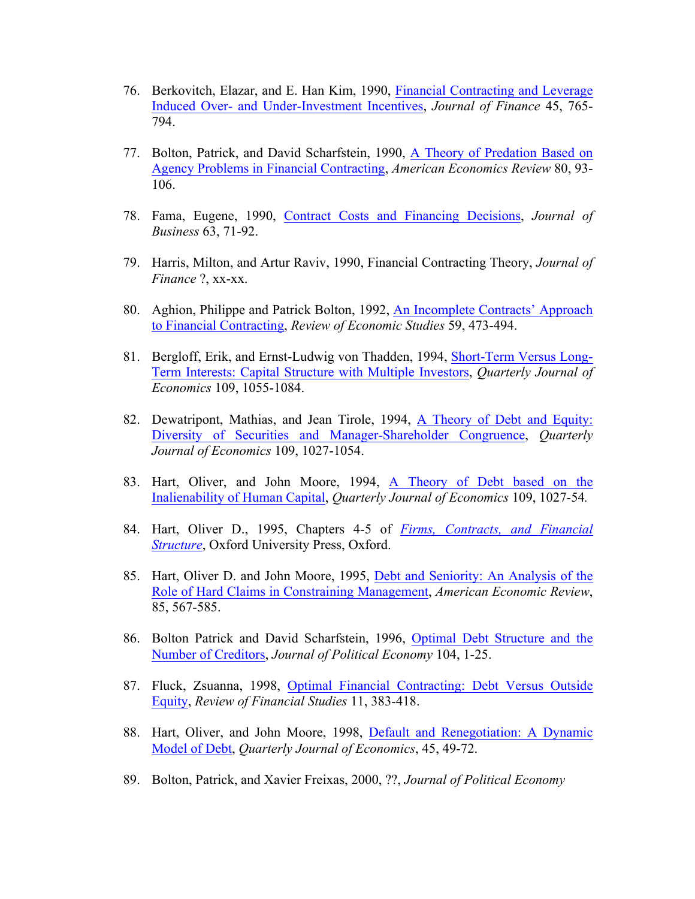76. Berkovitch, Elazar, and E. Han Kim, 1990, Financial Contracting and Leverage Induced Over- and Under-Investment Incentives, *Journal of Finance* 45, 765-794.

77. Bolton, Patrick, and David Scharfstein, 1990, A Theory of Predation Based on Agency Problems in Financial Contracting, *American Economics Review* 80, 93-106.

78. Fama, Eugene, 1990, Contract Costs and Financing Decisions, *Journal of Business* 63, 71-92.

79. Harris, Milton, and Artur Raviv, 1990, Financial Contracting Theory, *Journal of Finance* ?, xx-xx.

80. Aghion, Philippe and Patrick Bolton, 1992, An Incomplete Contracts' Approach to Financial Contracting, *Review of Economic Studies* 59, 473-494.

81. Bergloff, Erik, and Ernst-Ludwig von Thadden, 1994, Short-Term Versus Long-Term Interests: Capital Structure with Multiple Investors, *Quarterly Journal of Economics* 109, 1055-1084.

82. Dewatripont, Mathias, and Jean Tirole, 1994, A Theory of Debt and Equity: Diversity of Securities and Manager-Shareholder Congruence, *Quarterly Journal of Economics* 109, 1027-1054.

83. Hart, Oliver, and John Moore, 1994, A Theory of Debt based on the Inalienability of Human Capital, *Quarterly Journal of Economics* 109, 1027-54.

84. Hart, Oliver D., 1995, Chapters 4-5 of *Firms, Contracts, and Financial Structure*, Oxford University Press, Oxford.

85. Hart, Oliver D. and John Moore, 1995, Debt and Seniority: An Analysis of the Role of Hard Claims in Constraining Management, *American Economic Review*, 85, 567-585.

86. Bolton Patrick and David Scharfstein, 1996, Optimal Debt Structure and the Number of Creditors, *Journal of Political Economy* 104, 1-25.

87. Fluck, Zsuanna, 1998, Optimal Financial Contracting: Debt Versus Outside Equity, *Review of Financial Studies* 11, 383-418.

88. Hart, Oliver, and John Moore, 1998, Default and Renegotiation: A Dynamic Model of Debt, *Quarterly Journal of Economics*, 45, 49-72.

89. Bolton, Patrick, and Xavier Freixas, 2000, ??, *Journal of Political Economy*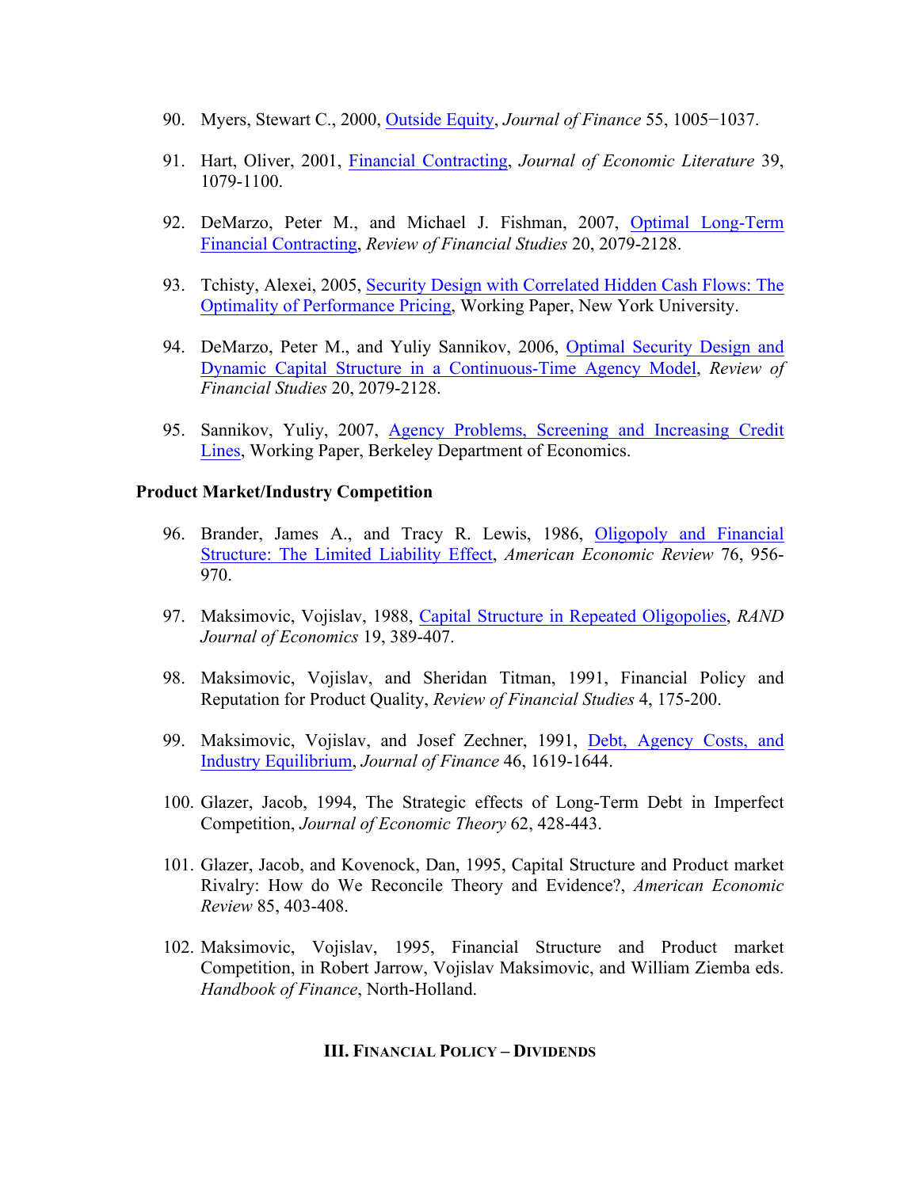90. Myers, Stewart C., 2000, Outside Equity, *Journal of Finance* 55, 1005−1037.

91. Hart, Oliver, 2001, Financial Contracting, *Journal of Economic Literature* 39, 1079-1100.

92. DeMarzo, Peter M., and Michael J. Fishman, 2007, Optimal Long-Term Financial Contracting, *Review of Financial Studies* 20, 2079-2128.

93. Tchisty, Alexei, 2005, Security Design with Correlated Hidden Cash Flows: The Optimality of Performance Pricing, Working Paper, New York University.

94. DeMarzo, Peter M., and Yuliy Sannikov, 2006, Optimal Security Design and Dynamic Capital Structure in a Continuous-Time Agency Model, *Review of Financial Studies* 20, 2079-2128.

95. Sannikov, Yuliy, 2007, Agency Problems, Screening and Increasing Credit Lines, Working Paper, Berkeley Department of Economics.

**Product Market/Industry Competition**

96. Brander, James A., and Tracy R. Lewis, 1986, Oligopoly and Financial Structure: The Limited Liability Effect, *American Economic Review* 76, 956-970.

97. Maksimovic, Vojislav, 1988, Capital Structure in Repeated Oligopolies, *RAND Journal of Economics* 19, 389-407.

98. Maksimovic, Vojislav, and Sheridan Titman, 1991, Financial Policy and Reputation for Product Quality, *Review of Financial Studies* 4, 175-200.

99. Maksimovic, Vojislav, and Josef Zechner, 1991, Debt, Agency Costs, and Industry Equilibrium, *Journal of Finance* 46, 1619-1644.

100. Glazer, Jacob, 1994, The Strategic effects of Long-Term Debt in Imperfect Competition, *Journal of Economic Theory* 62, 428-443.

101. Glazer, Jacob, and Kovenock, Dan, 1995, Capital Structure and Product market Rivalry: How do We Reconcile Theory and Evidence?, *American Economic Review* 85, 403-408.

102. Maksimovic, Vojislav, 1995, Financial Structure and Product market Competition, in Robert Jarrow, Vojislav Maksimovic, and William Ziemba eds. *Handbook of Finance*, North-Holland.

## III. Financial Policy – Dividends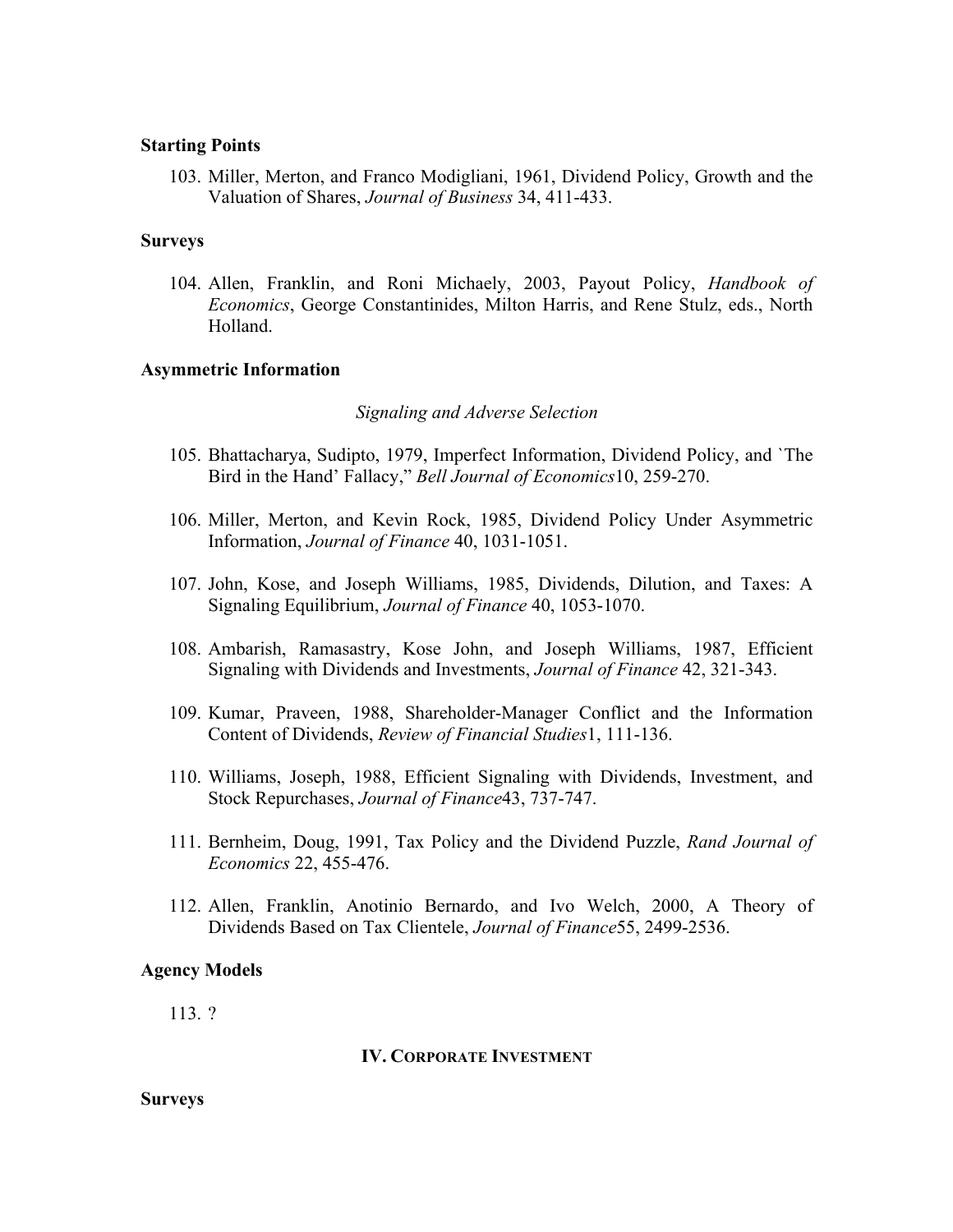**Starting Points**

103. Miller, Merton, and Franco Modigliani, 1961, Dividend Policy, Growth and the Valuation of Shares, *Journal of Business* 34, 411-433.

**Surveys**

104. Allen, Franklin, and Roni Michaely, 2003, Payout Policy, *Handbook of Economics*, George Constantinides, Milton Harris, and Rene Stulz, eds., North Holland.

**Asymmetric Information**

*Signaling and Adverse Selection*

105. Bhattacharya, Sudipto, 1979, Imperfect Information, Dividend Policy, and `The Bird in the Hand' Fallacy," *Bell Journal of Economics*10, 259-270.

106. Miller, Merton, and Kevin Rock, 1985, Dividend Policy Under Asymmetric Information, *Journal of Finance* 40, 1031-1051.

107. John, Kose, and Joseph Williams, 1985, Dividends, Dilution, and Taxes: A Signaling Equilibrium, *Journal of Finance* 40, 1053-1070.

108. Ambarish, Ramasastry, Kose John, and Joseph Williams, 1987, Efficient Signaling with Dividends and Investments, *Journal of Finance* 42, 321-343.

109. Kumar, Praveen, 1988, Shareholder-Manager Conflict and the Information Content of Dividends, *Review of Financial Studies*1, 111-136.

110. Williams, Joseph, 1988, Efficient Signaling with Dividends, Investment, and Stock Repurchases, *Journal of Finance*43, 737-747.

111. Bernheim, Doug, 1991, Tax Policy and the Dividend Puzzle, *Rand Journal of Economics* 22, 455-476.

112. Allen, Franklin, Anotinio Bernardo, and Ivo Welch, 2000, A Theory of Dividends Based on Tax Clientele, *Journal of Finance*55, 2499-2536.

**Agency Models**

113. ?

## IV. Corporate Investment

**Surveys**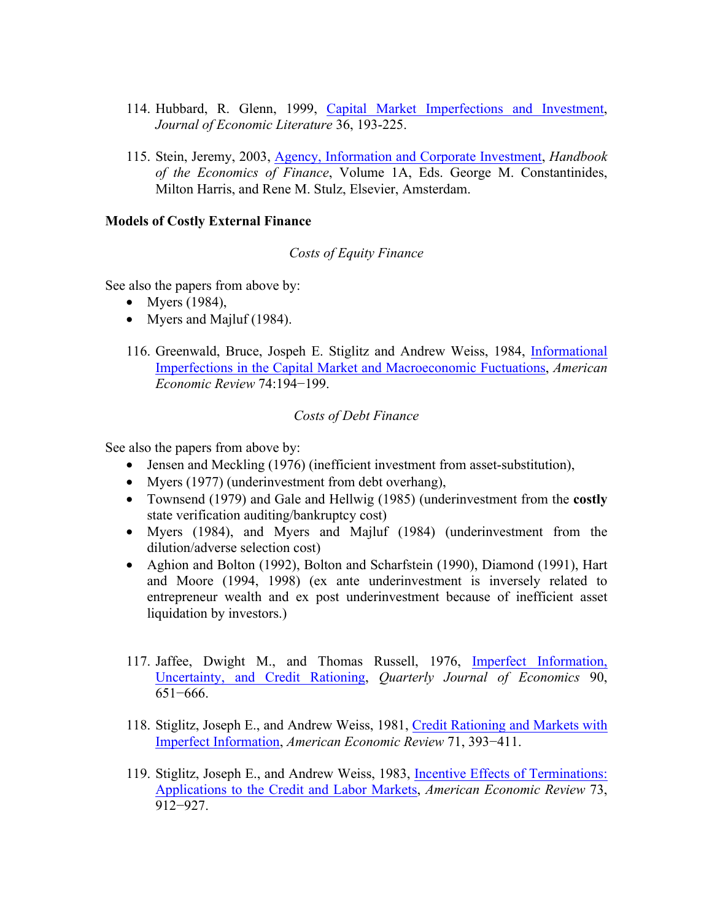114. Hubbard, R. Glenn, 1999, Capital Market Imperfections and Investment, *Journal of Economic Literature* 36, 193-225.

115. Stein, Jeremy, 2003, Agency, Information and Corporate Investment, *Handbook of the Economics of Finance*, Volume 1A, Eds. George M. Constantinides, Milton Harris, and Rene M. Stulz, Elsevier, Amsterdam.

**Models of Costly External Finance**

*Costs of Equity Finance*

See also the papers from above by:

- Myers (1984),
- Myers and Majluf (1984).

116. Greenwald, Bruce, Jospeph E. Stiglitz and Andrew Weiss, 1984, Informational Imperfections in the Capital Market and Macroeconomic Fuctuations, *American Economic Review* 74:194−199.

*Costs of Debt Finance*

See also the papers from above by:

- Jensen and Meckling (1976) (inefficient investment from asset-substitution),
- Myers (1977) (underinvestment from debt overhang),
- Townsend (1979) and Gale and Hellwig (1985) (underinvestment from the **costly** state verification auditing/bankruptcy cost)
- Myers (1984), and Myers and Majluf (1984) (underinvestment from the dilution/adverse selection cost)
- Aghion and Bolton (1992), Bolton and Scharfstein (1990), Diamond (1991), Hart and Moore (1994, 1998) (ex ante underinvestment is inversely related to entrepreneur wealth and ex post underinvestment because of inefficient asset liquidation by investors.)

117. Jaffee, Dwight M., and Thomas Russell, 1976, Imperfect Information, Uncertainty, and Credit Rationing, *Quarterly Journal of Economics* 90, 651−666.

118. Stiglitz, Joseph E., and Andrew Weiss, 1981, Credit Rationing and Markets with Imperfect Information, *American Economic Review* 71, 393−411.

119. Stiglitz, Joseph E., and Andrew Weiss, 1983, Incentive Effects of Terminations: Applications to the Credit and Labor Markets, *American Economic Review* 73, 912−927.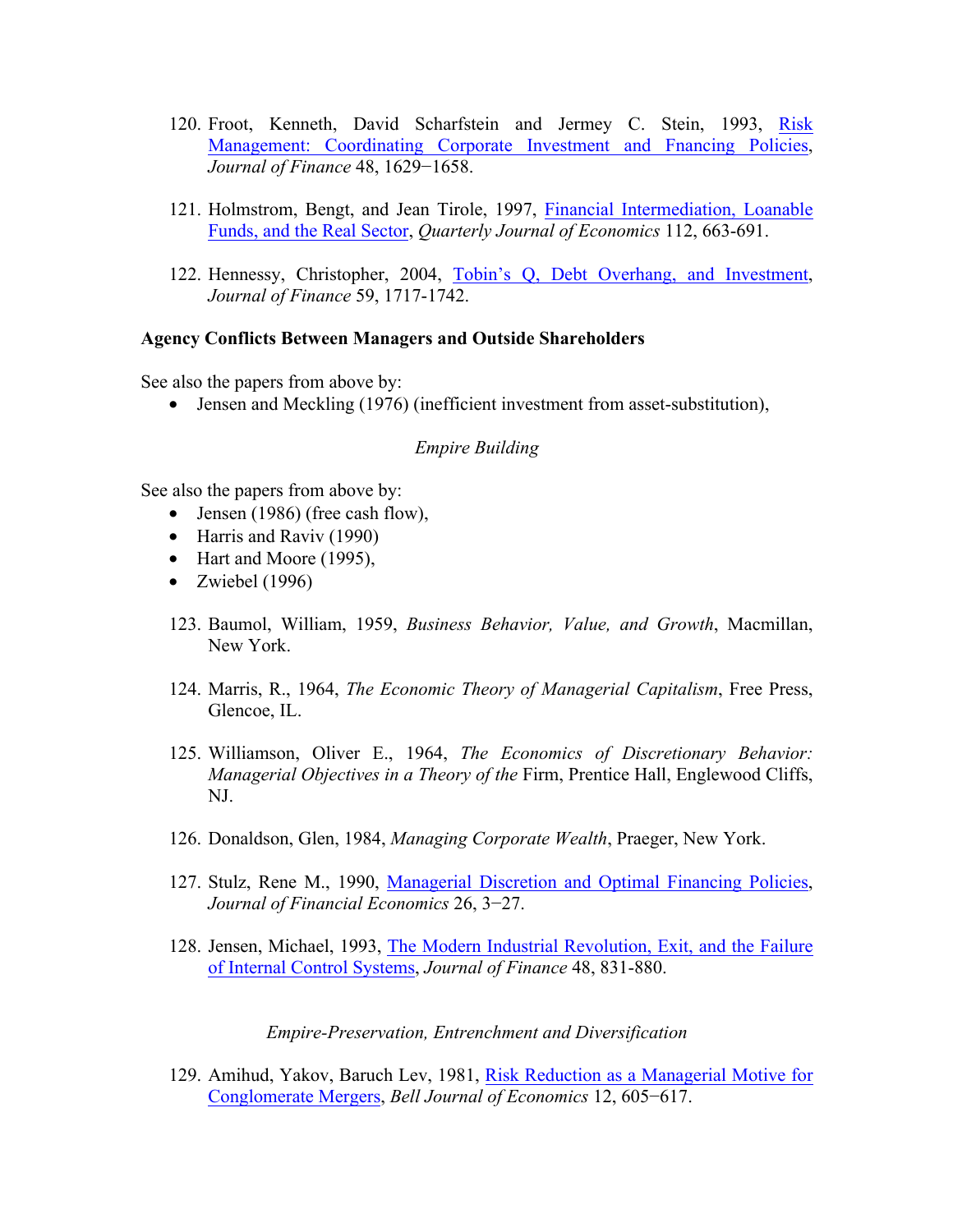120. Froot, Kenneth, David Scharfstein and Jermey C. Stein, 1993, Risk Management: Coordinating Corporate Investment and Fnancing Policies, *Journal of Finance* 48, 1629−1658.

121. Holmstrom, Bengt, and Jean Tirole, 1997, Financial Intermediation, Loanable Funds, and the Real Sector, *Quarterly Journal of Economics* 112, 663-691.

122. Hennessy, Christopher, 2004, Tobin's Q, Debt Overhang, and Investment, *Journal of Finance* 59, 1717-1742.

**Agency Conflicts Between Managers and Outside Shareholders**

See also the papers from above by:

- Jensen and Meckling (1976) (inefficient investment from asset-substitution),

*Empire Building*

See also the papers from above by:

- Jensen (1986) (free cash flow),
- Harris and Raviv (1990)
- Hart and Moore (1995),
- Zwiebel (1996)

123. Baumol, William, 1959, *Business Behavior, Value, and Growth*, Macmillan, New York.

124. Marris, R., 1964, *The Economic Theory of Managerial Capitalism*, Free Press, Glencoe, IL.

125. Williamson, Oliver E., 1964, *The Economics of Discretionary Behavior: Managerial Objectives in a Theory of the* Firm, Prentice Hall, Englewood Cliffs, NJ.

126. Donaldson, Glen, 1984, *Managing Corporate Wealth*, Praeger, New York.

127. Stulz, Rene M., 1990, Managerial Discretion and Optimal Financing Policies, *Journal of Financial Economics* 26, 3−27.

128. Jensen, Michael, 1993, The Modern Industrial Revolution, Exit, and the Failure of Internal Control Systems, *Journal of Finance* 48, 831-880.

*Empire-Preservation, Entrenchment and Diversification*

129. Amihud, Yakov, Baruch Lev, 1981, Risk Reduction as a Managerial Motive for Conglomerate Mergers, *Bell Journal of Economics* 12, 605−617.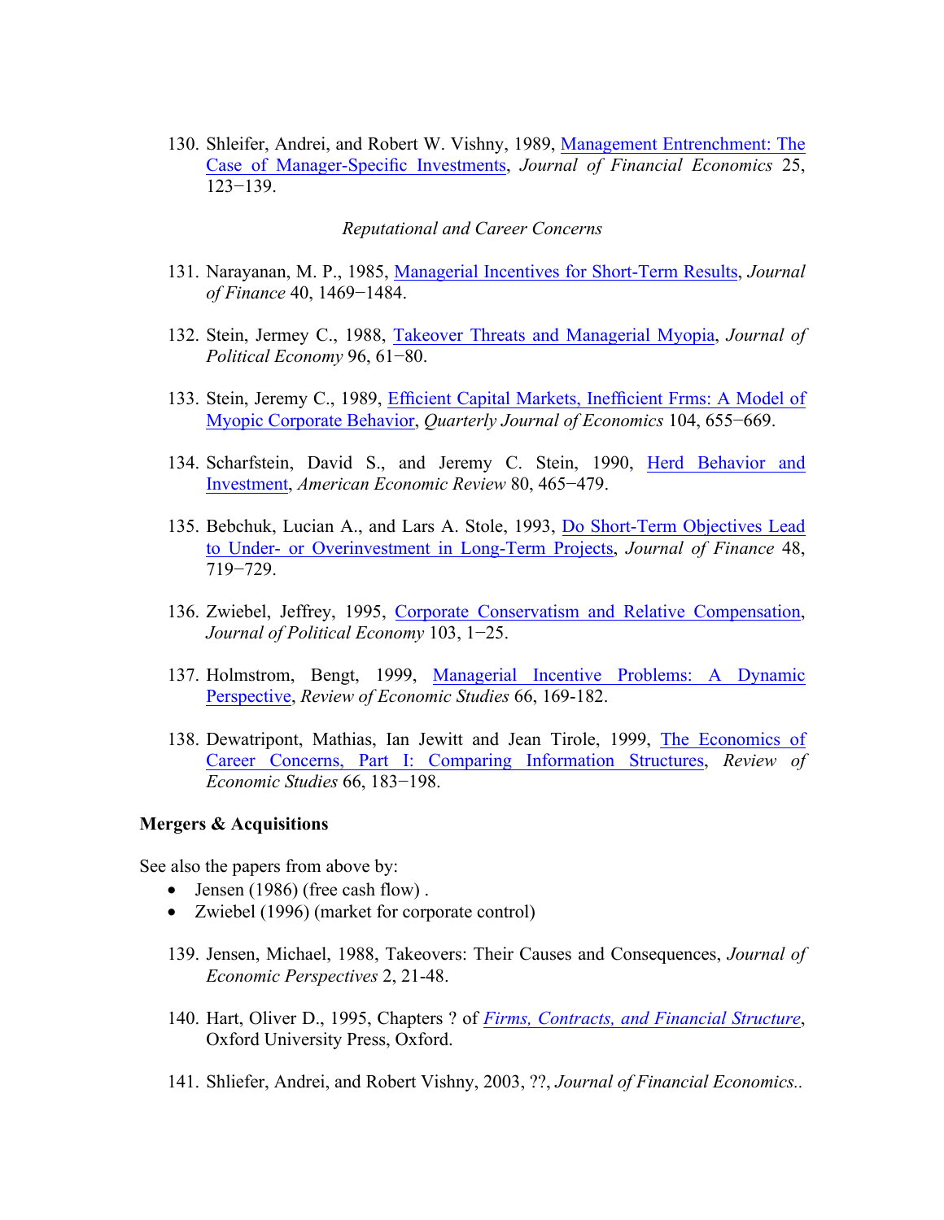130. Shleifer, Andrei, and Robert W. Vishny, 1989, Management Entrenchment: The Case of Manager-Specific Investments, *Journal of Financial Economics* 25, 123−139.

*Reputational and Career Concerns*

131. Narayanan, M. P., 1985, Managerial Incentives for Short-Term Results, *Journal of Finance* 40, 1469−1484.

132. Stein, Jermey C., 1988, Takeover Threats and Managerial Myopia, *Journal of Political Economy* 96, 61−80.

133. Stein, Jeremy C., 1989, Efficient Capital Markets, Inefficient Frms: A Model of Myopic Corporate Behavior, *Quarterly Journal of Economics* 104, 655−669.

134. Scharfstein, David S., and Jeremy C. Stein, 1990, Herd Behavior and Investment, *American Economic Review* 80, 465−479.

135. Bebchuk, Lucian A., and Lars A. Stole, 1993, Do Short-Term Objectives Lead to Under- or Overinvestment in Long-Term Projects, *Journal of Finance* 48, 719−729.

136. Zwiebel, Jeffrey, 1995, Corporate Conservatism and Relative Compensation, *Journal of Political Economy* 103, 1−25.

137. Holmstrom, Bengt, 1999, Managerial Incentive Problems: A Dynamic Perspective, *Review of Economic Studies* 66, 169-182.

138. Dewatripont, Mathias, Ian Jewitt and Jean Tirole, 1999, The Economics of Career Concerns, Part I: Comparing Information Structures, *Review of Economic Studies* 66, 183−198.

**Mergers & Acquisitions**

See also the papers from above by:

- Jensen (1986) (free cash flow) .
- Zwiebel (1996) (market for corporate control)

139. Jensen, Michael, 1988, Takeovers: Their Causes and Consequences, *Journal of Economic Perspectives* 2, 21-48.

140. Hart, Oliver D., 1995, Chapters ? of *Firms, Contracts, and Financial Structure*, Oxford University Press, Oxford.

141. Shliefer, Andrei, and Robert Vishny, 2003, ??, *Journal of Financial Economics*..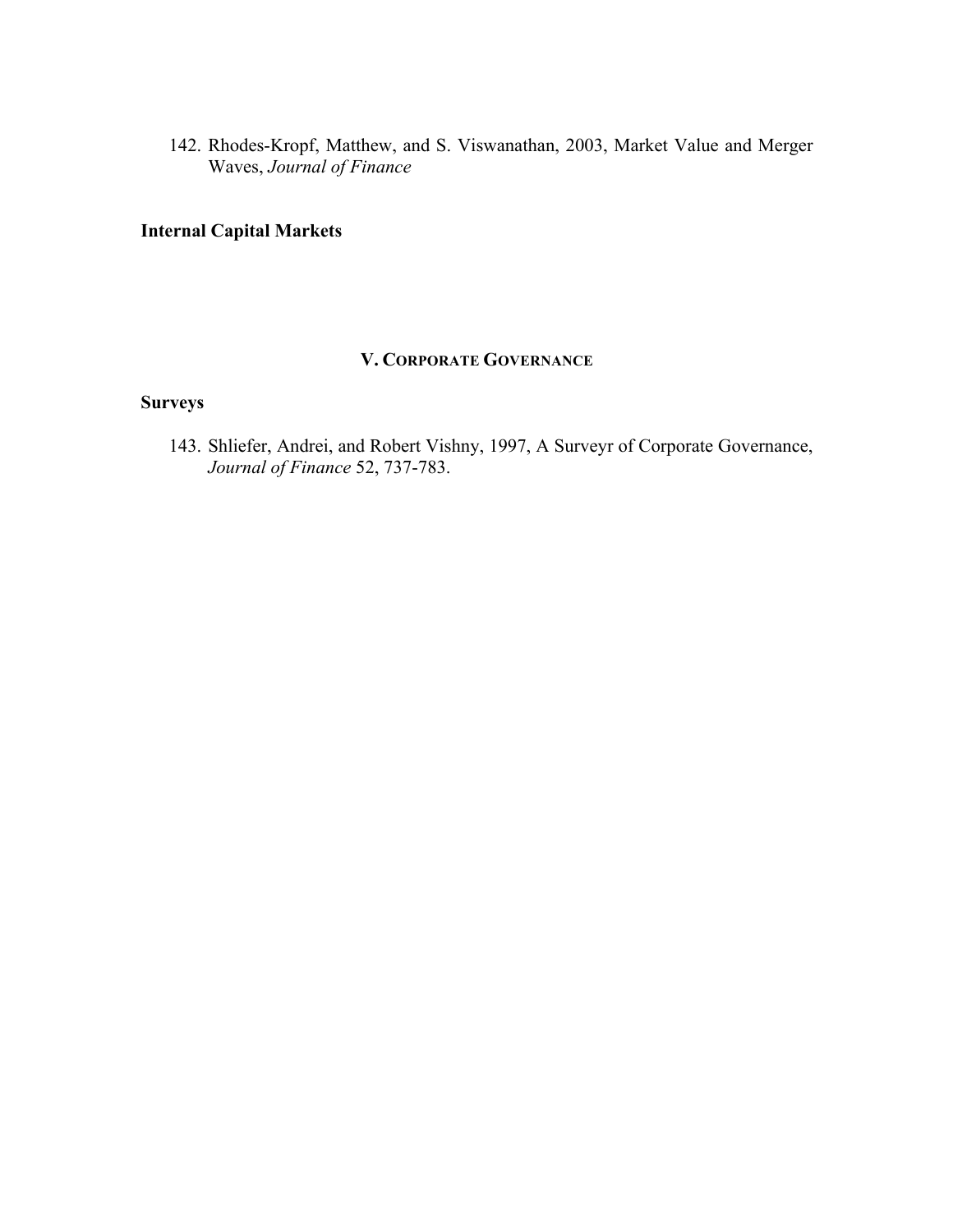142. Rhodes-Kropf, Matthew, and S. Viswanathan, 2003, Market Value and Merger Waves, *Journal of Finance*

### Internal Capital Markets

## V. Corporate Governance

### Surveys

143. Shliefer, Andrei, and Robert Vishny, 1997, A Surveyr of Corporate Governance, *Journal of Finance* 52, 737-783.